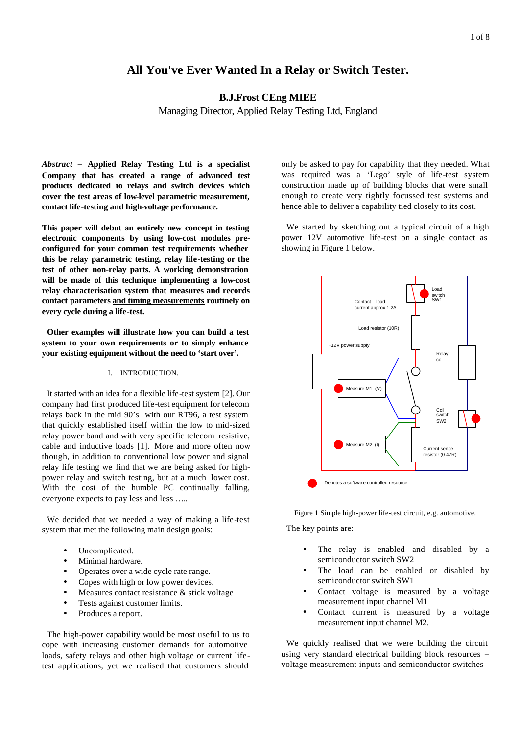# All You've Ever Wanted In a Relay or Switch Tester.

**B.J.Frost CEng MIEE**

Managing Director, Applied Relay Testing Ltd, England

***Abstract* – Applied Relay Testing Ltd is a specialist Company that has created a range of advanced test products dedicated to relays and switch devices which cover the test areas of low-level parametric measurement, contact life-testing and high-voltage performance.**

**This paper will debut an entirely new concept in testing electronic components by using low-cost modules pre-configured for your common test requirements whether this be relay parametric testing, relay life-testing or the test of other non-relay parts. A working demonstration will be made of this technique implementing a low-cost relay characterisation system that measures and records contact parameters <u>and timing measurements</u> routinely on every cycle during a life-test.**

**Other examples will illustrate how you can build a test system to your own requirements or to simply enhance your existing equipment without the need to 'start over'.**

## I. INTRODUCTION.

It started with an idea for a flexible life-test system [2]. Our company had first produced life-test equipment for telecom relays back in the mid 90's with our RT96, a test system that quickly established itself within the low to mid-sized relay power band and with very specific telecom resistive, cable and inductive loads [1]. More and more often now though, in addition to conventional low power and signal relay life testing we find that we are being asked for high-power relay and switch testing, but at a much lower cost. With the cost of the humble PC continually falling, everyone expects to pay less and less …..

We decided that we needed a way of making a life-test system that met the following main design goals:

- Uncomplicated.
- Minimal hardware.
- Operates over a wide cycle rate range.
- Copes with high or low power devices.
- Measures contact resistance & stick voltage
- Tests against customer limits.
- Produces a report.

The high-power capability would be most useful to us to cope with increasing customer demands for automotive loads, safety relays and other high voltage or current life-test applications, yet we realised that customers should only be asked to pay for capability that they needed. What was required was a 'Lego' style of life-test system construction made up of building blocks that were small enough to create very tightly focussed test systems and hence able to deliver a capability tied closely to its cost.

We started by sketching out a typical circuit of a high power 12V automotive life-test on a single contact as showing in Figure 1 below.

Figure 1 Simple high-power life-test circuit, e.g. automotive.

The key points are:

- The relay is enabled and disabled by a semiconductor switch SW2
- The load can be enabled or disabled by semiconductor switch SW1
- Contact voltage is measured by a voltage measurement input channel M1
- Contact current is measured by a voltage measurement input channel M2.

We quickly realised that we were building the circuit using very standard electrical building block resources – voltage measurement inputs and semiconductor switches -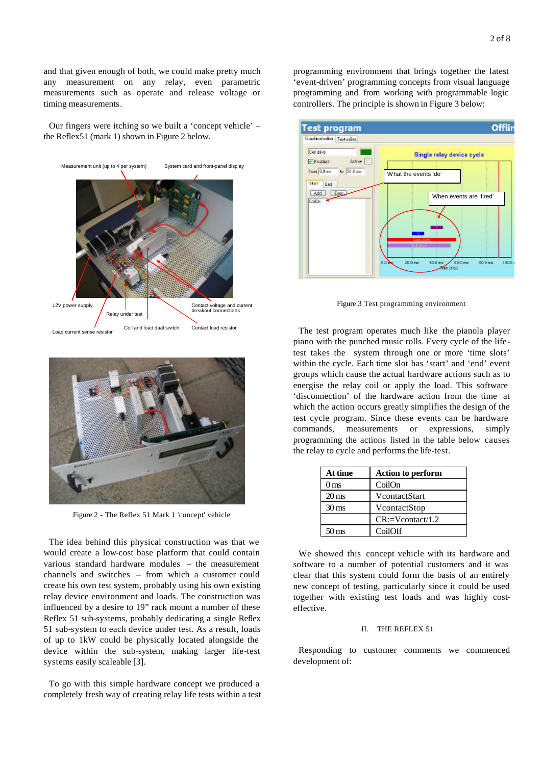and that given enough of both, we could make pretty much any measurement on any relay, even parametric measurements such as operate and release voltage or timing measurements.

Our fingers were itching so we built a 'concept vehicle' – the Reflex51 (mark 1) shown in Figure 2 below.

Figure 2 - The Reflex 51 Mark 1 'concept' vehicle

The idea behind this physical construction was that we would create a low-cost base platform that could contain various standard hardware modules – the measurement channels and switches – from which a customer could create his own test system, probably using his own existing relay device environment and loads. The construction was influenced by a desire to 19" rack mount a number of these Reflex 51 sub-systems, probably dedicating a single Reflex 51 sub-system to each device under test. As a result, loads of up to 1kW could be physically located alongside the device within the sub-system, making larger life-test systems easily scaleable [3].

To go with this simple hardware concept we produced a completely fresh way of creating relay life tests within a test programming environment that brings together the latest 'event-driven' programming concepts from visual language programming and from working with programmable logic controllers. The principle is shown in Figure 3 below:

Figure 3 Test programming environment

The test program operates much like the pianola player piano with the punched music rolls. Every cycle of the life-test takes the system through one or more 'time slots' within the cycle. Each time slot has 'start' and 'end' event groups which cause the actual hardware actions such as to energise the relay coil or apply the load. This software 'disconnection' of the hardware action from the time at which the action occurs greatly simplifies the design of the test cycle program. Since these events can be hardware commands, measurements or expressions, simply programming the actions listed in the table below causes the relay to cycle and performs the life-test.

| At time | Action to perform |
|---|---|
| 0 ms | CoilOn |
| 20 ms | VcontactStart |
| 30 ms | VcontactStop |
| | CR:=Vcontact/1.2 |
| 50 ms | CoilOff |

We showed this concept vehicle with its hardware and software to a number of potential customers and it was clear that this system could form the basis of an entirely new concept of testing, particularly since it could be used together with existing test loads and was highly cost-effective.

## II. THE REFLEX 51

Responding to customer comments we commenced development of: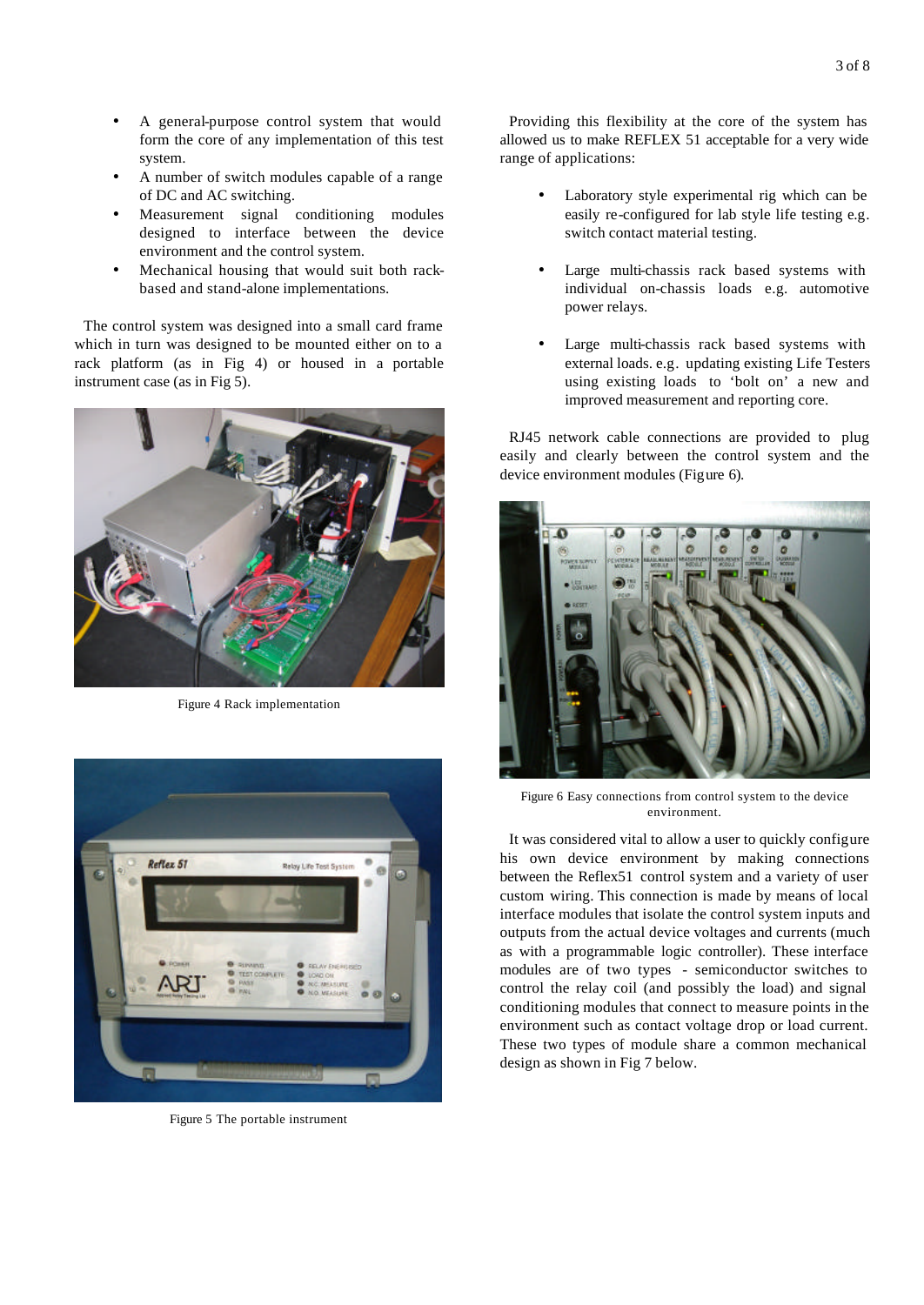- A general-purpose control system that would form the core of any implementation of this test system.
- A number of switch modules capable of a range of DC and AC switching.
- Measurement signal conditioning modules designed to interface between the device environment and the control system.
- Mechanical housing that would suit both rack-based and stand-alone implementations.

The control system was designed into a small card frame which in turn was designed to be mounted either on to a rack platform (as in Fig 4) or housed in a portable instrument case (as in Fig 5).

Figure 4 Rack implementation

Figure 5 The portable instrument

Providing this flexibility at the core of the system has allowed us to make REFLEX 51 acceptable for a very wide range of applications:

- Laboratory style experimental rig which can be easily re-configured for lab style life testing e.g. switch contact material testing.
- Large multi-chassis rack based systems with individual on-chassis loads e.g. automotive power relays.
- Large multi-chassis rack based systems with external loads. e.g. updating existing Life Testers using existing loads to 'bolt on' a new and improved measurement and reporting core.

RJ45 network cable connections are provided to plug easily and clearly between the control system and the device environment modules (Figure 6).

Figure 6 Easy connections from control system to the device environment.

It was considered vital to allow a user to quickly configure his own device environment by making connections between the Reflex51 control system and a variety of user custom wiring. This connection is made by means of local interface modules that isolate the control system inputs and outputs from the actual device voltages and currents (much as with a programmable logic controller). These interface modules are of two types - semiconductor switches to control the relay coil (and possibly the load) and signal conditioning modules that connect to measure points in the environment such as contact voltage drop or load current. These two types of module share a common mechanical design as shown in Fig 7 below.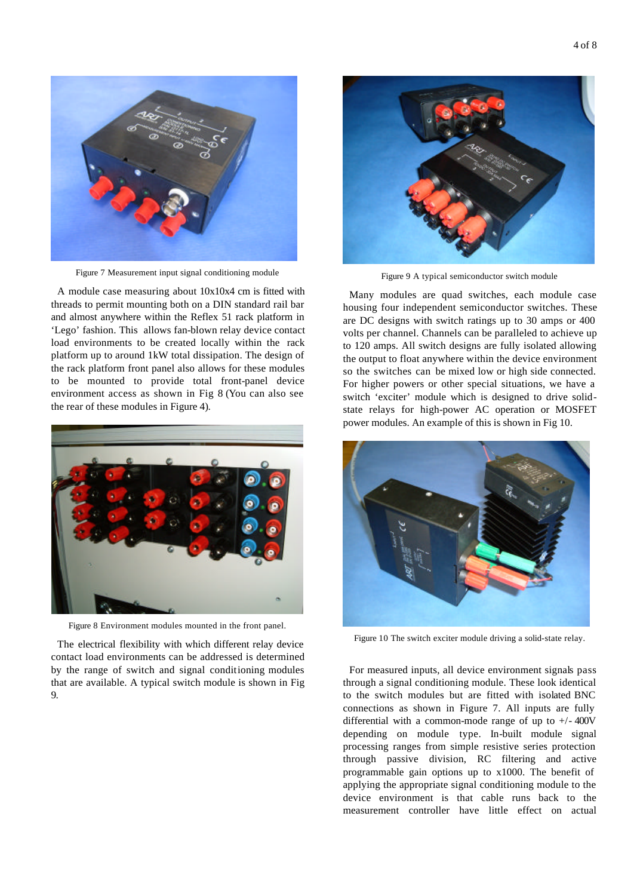Figure 7 Measurement input signal conditioning module

A module case measuring about 10x10x4 cm is fitted with threads to permit mounting both on a DIN standard rail bar and almost anywhere within the Reflex 51 rack platform in 'Lego' fashion. This allows fan-blown relay device contact load environments to be created locally within the rack platform up to around 1kW total dissipation. The design of the rack platform front panel also allows for these modules to be mounted to provide total front-panel device environment access as shown in Fig 8 (You can also see the rear of these modules in Figure 4).

Figure 8 Environment modules mounted in the front panel.

The electrical flexibility with which different relay device contact load environments can be addressed is determined by the range of switch and signal conditioning modules that are available. A typical switch module is shown in Fig 9.

Figure 9 A typical semiconductor switch module

Many modules are quad switches, each module case housing four independent semiconductor switches. These are DC designs with switch ratings up to 30 amps or 400 volts per channel. Channels can be paralleled to achieve up to 120 amps. All switch designs are fully isolated allowing the output to float anywhere within the device environment so the switches can be mixed low or high side connected. For higher powers or other special situations, we have a switch 'exciter' module which is designed to drive solid-state relays for high-power AC operation or MOSFET power modules. An example of this is shown in Fig 10.

Figure 10 The switch exciter module driving a solid-state relay.

For measured inputs, all device environment signals pass through a signal conditioning module. These look identical to the switch modules but are fitted with isolated BNC connections as shown in Figure 7. All inputs are fully differential with a common-mode range of up to +/- 400V depending on module type. In-built module signal processing ranges from simple resistive series protection through passive division, RC filtering and active programmable gain options up to x1000. The benefit of applying the appropriate signal conditioning module to the device environment is that cable runs back to the measurement controller have little effect on actual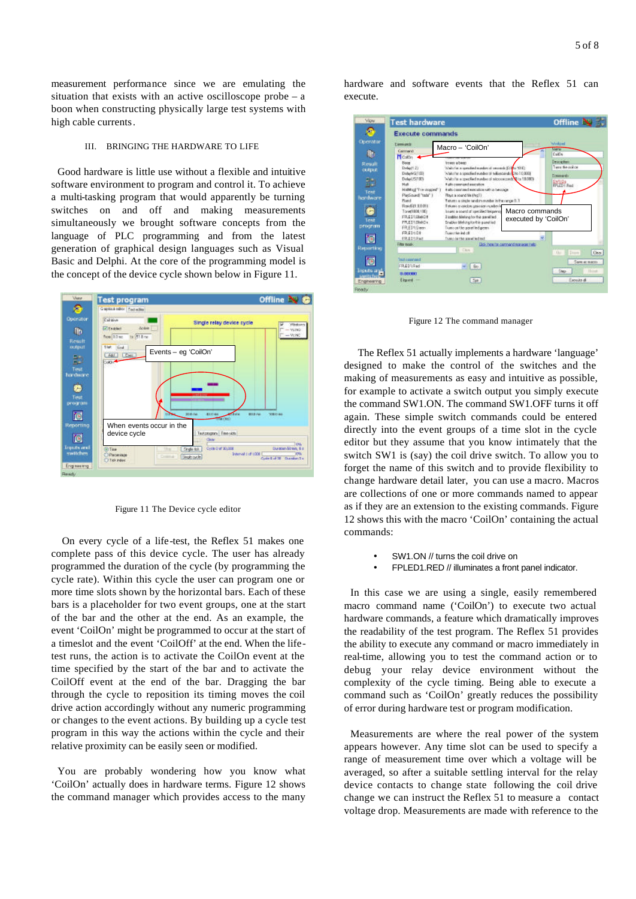measurement performance since we are emulating the situation that exists with an active oscilloscope probe – a boon when constructing physically large test systems with high cable currents.

## III. BRINGING THE HARDWARE TO LIFE

Good hardware is little use without a flexible and intuitive software environment to program and control it. To achieve a multi-tasking program that would apparently be turning switches on and off and making measurements simultaneously we brought software concepts from the language of PLC programming and from the latest generation of graphical design languages such as Visual Basic and Delphi. At the core of the programming model is the concept of the device cycle shown below in Figure 11.

Figure 11 The Device cycle editor

On every cycle of a life-test, the Reflex 51 makes one complete pass of this device cycle. The user has already programmed the duration of the cycle (by programming the cycle rate). Within this cycle the user can program one or more time slots shown by the horizontal bars. Each of these bars is a placeholder for two event groups, one at the start of the bar and the other at the end. As an example, the event 'CoilOn' might be programmed to occur at the start of a timeslot and the event 'CoilOff' at the end. When the life-test runs, the action is to activate the CoilOn event at the time specified by the start of the bar and to activate the CoilOff event at the end of the bar. Dragging the bar through the cycle to reposition its timing moves the coil drive action accordingly without any numeric programming or changes to the event actions. By building up a cycle test program in this way the actions within the cycle and their relative proximity can be easily seen or modified.

You are probably wondering how you know what 'CoilOn' actually does in hardware terms. Figure 12 shows the command manager which provides access to the many hardware and software events that the Reflex 51 can execute.

Figure 12 The command manager

The Reflex 51 actually implements a hardware 'language' designed to make the control of the switches and the making of measurements as easy and intuitive as possible, for example to activate a switch output you simply execute the command SW1.ON. The command SW1.OFF turns it off again. These simple switch commands could be entered directly into the event groups of a time slot in the cycle editor but they assume that you know intimately that the switch SW1 is (say) the coil drive switch. To allow you to forget the name of this switch and to provide flexibility to change hardware detail later, you can use a macro. Macros are collections of one or more commands named to appear as if they are an extension to the existing commands. Figure 12 shows this with the macro 'CoilOn' containing the actual commands:

- SW1.ON // turns the coil drive on
- FPLED1.RED // illuminates a front panel indicator.

In this case we are using a single, easily remembered macro command name ('CoilOn') to execute two actual hardware commands, a feature which dramatically improves the readability of the test program. The Reflex 51 provides the ability to execute any command or macro immediately in real-time, allowing you to test the command action or to debug your relay device environment without the complexity of the cycle timing. Being able to execute a command such as 'CoilOn' greatly reduces the possibility of error during hardware test or program modification.

Measurements are where the real power of the system appears however. Any time slot can be used to specify a range of measurement time over which a voltage will be averaged, so after a suitable settling interval for the relay device contacts to change state following the coil drive change we can instruct the Reflex 51 to measure a contact voltage drop. Measurements are made with reference to the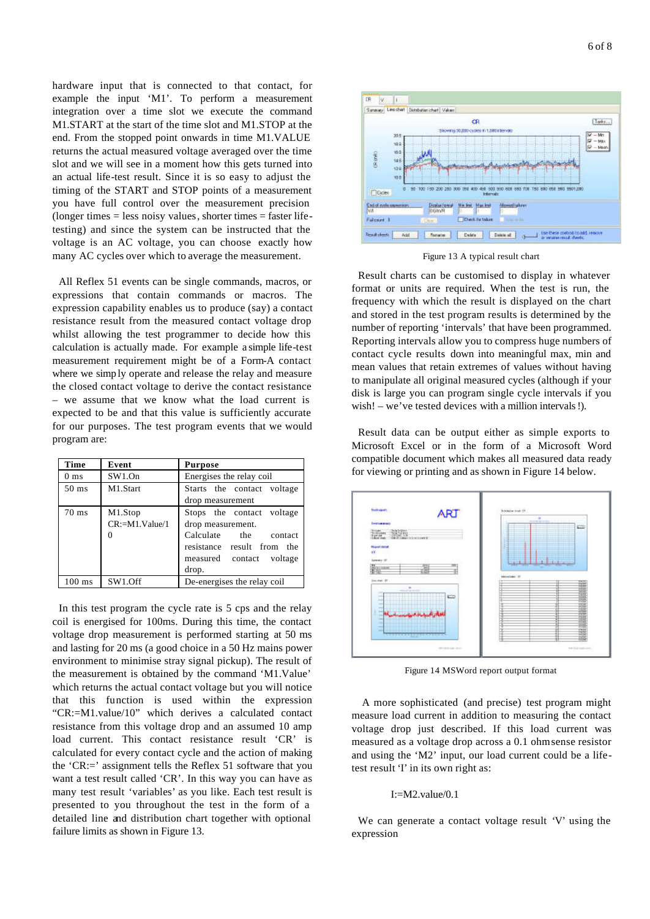hardware input that is connected to that contact, for example the input 'M1'. To perform a measurement integration over a time slot we execute the command M1.START at the start of the time slot and M1.STOP at the end. From the stopped point onwards in time M1.VALUE returns the actual measured voltage averaged over the time slot and we will see in a moment how this gets turned into an actual life-test result. Since it is so easy to adjust the timing of the START and STOP points of a measurement you have full control over the measurement precision (longer times = less noisy values, shorter times = faster life-testing) and since the system can be instructed that the voltage is an AC voltage, you can choose exactly how many AC cycles over which to average the measurement.

All Reflex 51 events can be single commands, macros, or expressions that contain commands or macros. The expression capability enables us to produce (say) a contact resistance result from the measured contact voltage drop whilst allowing the test programmer to decide how this calculation is actually made. For example a simple life-test measurement requirement might be of a Form-A contact where we simply operate and release the relay and measure the closed contact voltage to derive the contact resistance – we assume that we know what the load current is expected to be and that this value is sufficiently accurate for our purposes. The test program events that we would program are:

| Time | Event | Purpose |
|---|---|---|
| 0 ms | SW1.On | Energises the relay coil |
| 50 ms | M1.Start | Starts the contact voltage drop measurement |
| 70 ms | M1.Stop<br>CR:=M1.Value/10 | Stops the contact voltage drop measurement.<br>Calculate the contact resistance result from the measured contact voltage drop. |
| 100 ms | SW1.Off | De-energises the relay coil |

In this test program the cycle rate is 5 cps and the relay coil is energised for 100ms. During this time, the contact voltage drop measurement is performed starting at 50 ms and lasting for 20 ms (a good choice in a 50 Hz mains power environment to minimise stray signal pickup). The result of the measurement is obtained by the command 'M1.Value' which returns the actual contact voltage but you will notice that this function is used within the expression "CR:=M1.value/10" which derives a calculated contact resistance from this voltage drop and an assumed 10 amp load current. This contact resistance result 'CR' is calculated for every contact cycle and the action of making the 'CR:=' assignment tells the Reflex 51 software that you want a test result called 'CR'. In this way you can have as many test result 'variables' as you like. Each test result is presented to you throughout the test in the form of a detailed line and distribution chart together with optional failure limits as shown in Figure 13.

Figure 13 A typical result chart

Result charts can be customised to display in whatever format or units are required. When the test is run, the frequency with which the result is displayed on the chart and stored in the test program results is determined by the number of reporting 'intervals' that have been programmed. Reporting intervals allow you to compress huge numbers of contact cycle results down into meaningful max, min and mean values that retain extremes of values without having to manipulate all original measured cycles (although if your disk is large you can program single cycle intervals if you wish! – we've tested devices with a million intervals!).

Result data can be output either as simple exports to Microsoft Excel or in the form of a Microsoft Word compatible document which makes all measured data ready for viewing or printing and as shown in Figure 14 below.

Figure 14 MSWord report output format

A more sophisticated (and precise) test program might measure load current in addition to measuring the contact voltage drop just described. If this load current was measured as a voltage drop across a 0.1 ohmsense resistor and using the 'M2' input, our load current could be a life-test result 'I' in its own right as:

I:=M2.value/0.1

We can generate a contact voltage result 'V' using the expression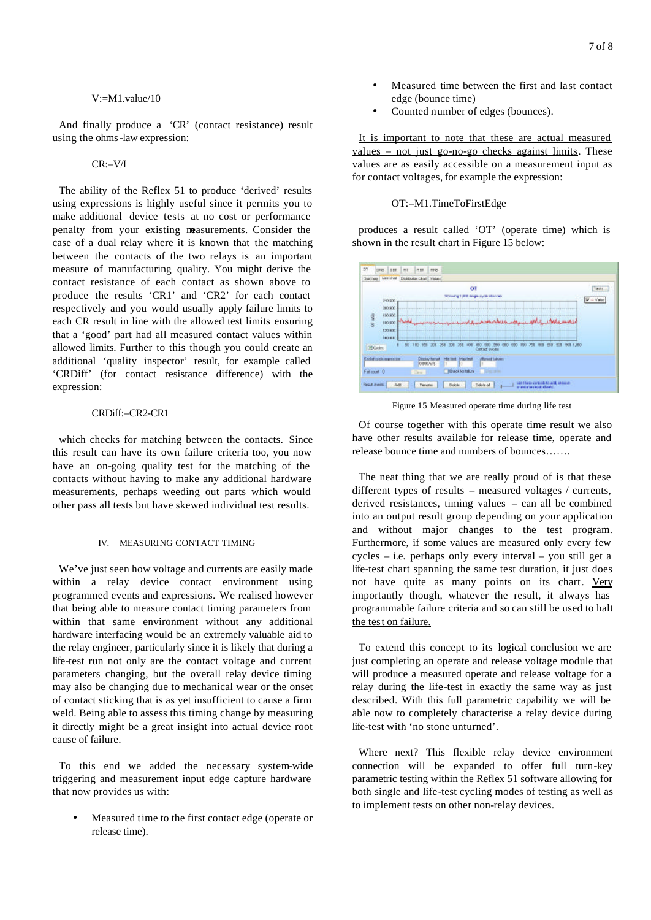V:=M1.value/10

And finally produce a 'CR' (contact resistance) result using the ohms-law expression:

CR:=V/I

The ability of the Reflex 51 to produce 'derived' results using expressions is highly useful since it permits you to make additional device tests at no cost or performance penalty from your existing measurements. Consider the case of a dual relay where it is known that the matching between the contacts of the two relays is an important measure of manufacturing quality. You might derive the contact resistance of each contact as shown above to produce the results 'CR1' and 'CR2' for each contact respectively and you would usually apply failure limits to each CR result in line with the allowed test limits ensuring that a 'good' part had all measured contact values within allowed limits. Further to this though you could create an additional 'quality inspector' result, for example called 'CRDiff' (for contact resistance difference) with the expression:

CRDiff:=CR2-CR1

which checks for matching between the contacts. Since this result can have its own failure criteria too, you now have an on-going quality test for the matching of the contacts without having to make any additional hardware measurements, perhaps weeding out parts which would other pass all tests but have skewed individual test results.

## IV. MEASURING CONTACT TIMING

We've just seen how voltage and currents are easily made within a relay device contact environment using programmed events and expressions. We realised however that being able to measure contact timing parameters from within that same environment without any additional hardware interfacing would be an extremely valuable aid to the relay engineer, particularly since it is likely that during a life-test run not only are the contact voltage and current parameters changing, but the overall relay device timing may also be changing due to mechanical wear or the onset of contact sticking that is as yet insufficient to cause a firm weld. Being able to assess this timing change by measuring it directly might be a great insight into actual device root cause of failure.

To this end we added the necessary system-wide triggering and measurement input edge capture hardware that now provides us with:

- Measured time to the first contact edge (operate or release time).
- Measured time between the first and last contact edge (bounce time)
- Counted number of edges (bounces).

It is important to note that these are actual measured values – not just go-no-go checks against limits. These values are as easily accessible on a measurement input as for contact voltages, for example the expression:

OT:=M1.TimeToFirstEdge

produces a result called 'OT' (operate time) which is shown in the result chart in Figure 15 below:

Figure 15 Measured operate time during life test

Of course together with this operate time result we also have other results available for release time, operate and release bounce time and numbers of bounces…….

The neat thing that we are really proud of is that these different types of results – measured voltages / currents, derived resistances, timing values – can all be combined into an output result group depending on your application and without major changes to the test program. Furthermore, if some values are measured only every few cycles – i.e. perhaps only every interval – you still get a life-test chart spanning the same test duration, it just does not have quite as many points on its chart. Very importantly though, whatever the result, it always has programmable failure criteria and so can still be used to halt the test on failure.

To extend this concept to its logical conclusion we are just completing an operate and release voltage module that will produce a measured operate and release voltage for a relay during the life-test in exactly the same way as just described. With this full parametric capability we will be able now to completely characterise a relay device during life-test with 'no stone unturned'.

Where next? This flexible relay device environment connection will be expanded to offer full turn-key parametric testing within the Reflex 51 software allowing for both single and life-test cycling modes of testing as well as to implement tests on other non-relay devices.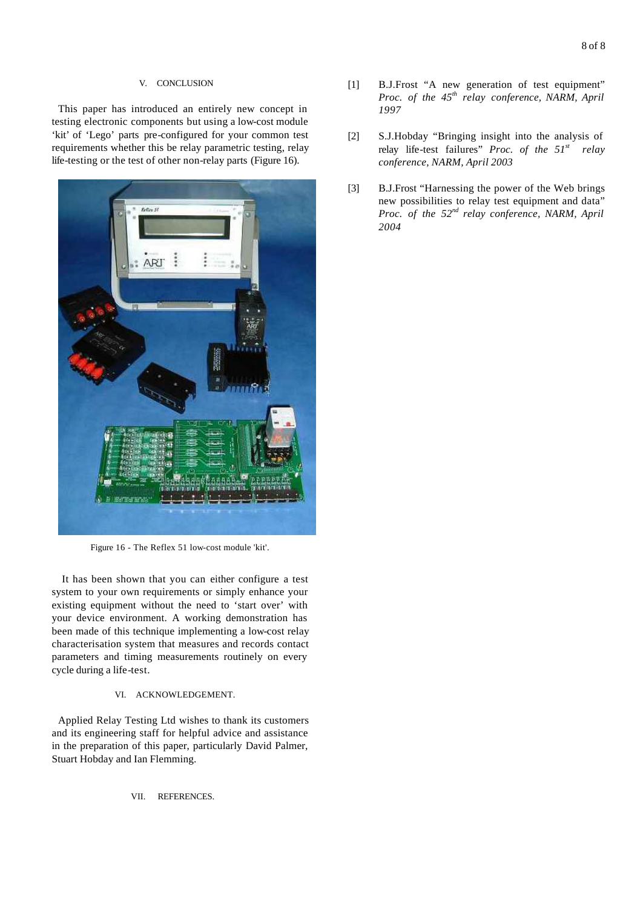## V. CONCLUSION

This paper has introduced an entirely new concept in testing electronic components but using a low-cost module 'kit' of 'Lego' parts pre-configured for your common test requirements whether this be relay parametric testing, relay life-testing or the test of other non-relay parts (Figure 16).

Figure 16 - The Reflex 51 low-cost module 'kit'.

It has been shown that you can either configure a test system to your own requirements or simply enhance your existing equipment without the need to 'start over' with your device environment. A working demonstration has been made of this technique implementing a low-cost relay characterisation system that measures and records contact parameters and timing measurements routinely on every cycle during a life-test.

## VI. ACKNOWLEDGEMENT.

Applied Relay Testing Ltd wishes to thank its customers and its engineering staff for helpful advice and assistance in the preparation of this paper, particularly David Palmer, Stuart Hobday and Ian Flemming.

## VII. REFERENCES.

[1] B.J.Frost "A new generation of test equipment" *Proc. of the 45th relay conference, NARM, April 1997*

[2] S.J.Hobday "Bringing insight into the analysis of relay life-test failures" *Proc. of the 51st relay conference, NARM, April 2003*

[3] B.J.Frost "Harnessing the power of the Web brings new possibilities to relay test equipment and data" *Proc. of the 52nd relay conference, NARM, April 2004*